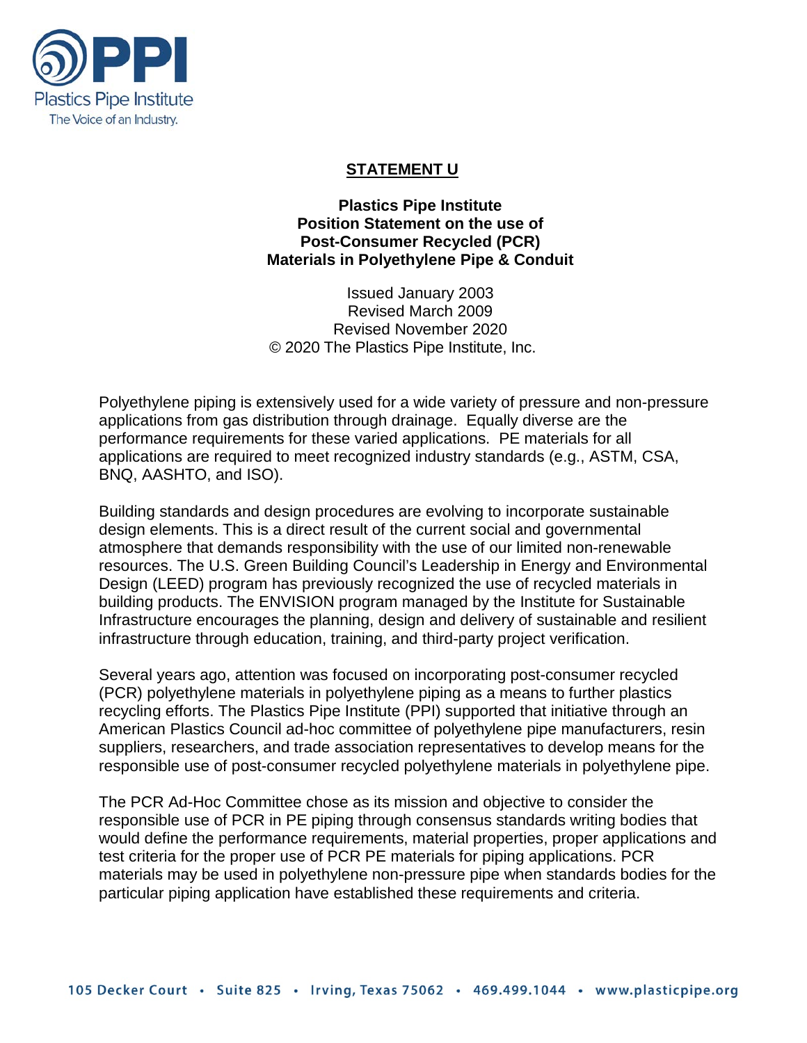Plastics Pipe Institute
The Voice of an Industry.

# STATEMENT U

**Plastics Pipe Institute**
**Position Statement on the use of**
**Post-Consumer Recycled (PCR)**
**Materials in Polyethylene Pipe & Conduit**

Issued January 2003
Revised March 2009
Revised November 2020
© 2020 The Plastics Pipe Institute, Inc.

Polyethylene piping is extensively used for a wide variety of pressure and non-pressure applications from gas distribution through drainage. Equally diverse are the performance requirements for these varied applications. PE materials for all applications are required to meet recognized industry standards (e.g., ASTM, CSA, BNQ, AASHTO, and ISO).

Building standards and design procedures are evolving to incorporate sustainable design elements. This is a direct result of the current social and governmental atmosphere that demands responsibility with the use of our limited non-renewable resources. The U.S. Green Building Council's Leadership in Energy and Environmental Design (LEED) program has previously recognized the use of recycled materials in building products. The ENVISION program managed by the Institute for Sustainable Infrastructure encourages the planning, design and delivery of sustainable and resilient infrastructure through education, training, and third-party project verification.

Several years ago, attention was focused on incorporating post-consumer recycled (PCR) polyethylene materials in polyethylene piping as a means to further plastics recycling efforts. The Plastics Pipe Institute (PPI) supported that initiative through an American Plastics Council ad-hoc committee of polyethylene pipe manufacturers, resin suppliers, researchers, and trade association representatives to develop means for the responsible use of post-consumer recycled polyethylene materials in polyethylene pipe.

The PCR Ad-Hoc Committee chose as its mission and objective to consider the responsible use of PCR in PE piping through consensus standards writing bodies that would define the performance requirements, material properties, proper applications and test criteria for the proper use of PCR PE materials for piping applications. PCR materials may be used in polyethylene non-pressure pipe when standards bodies for the particular piping application have established these requirements and criteria.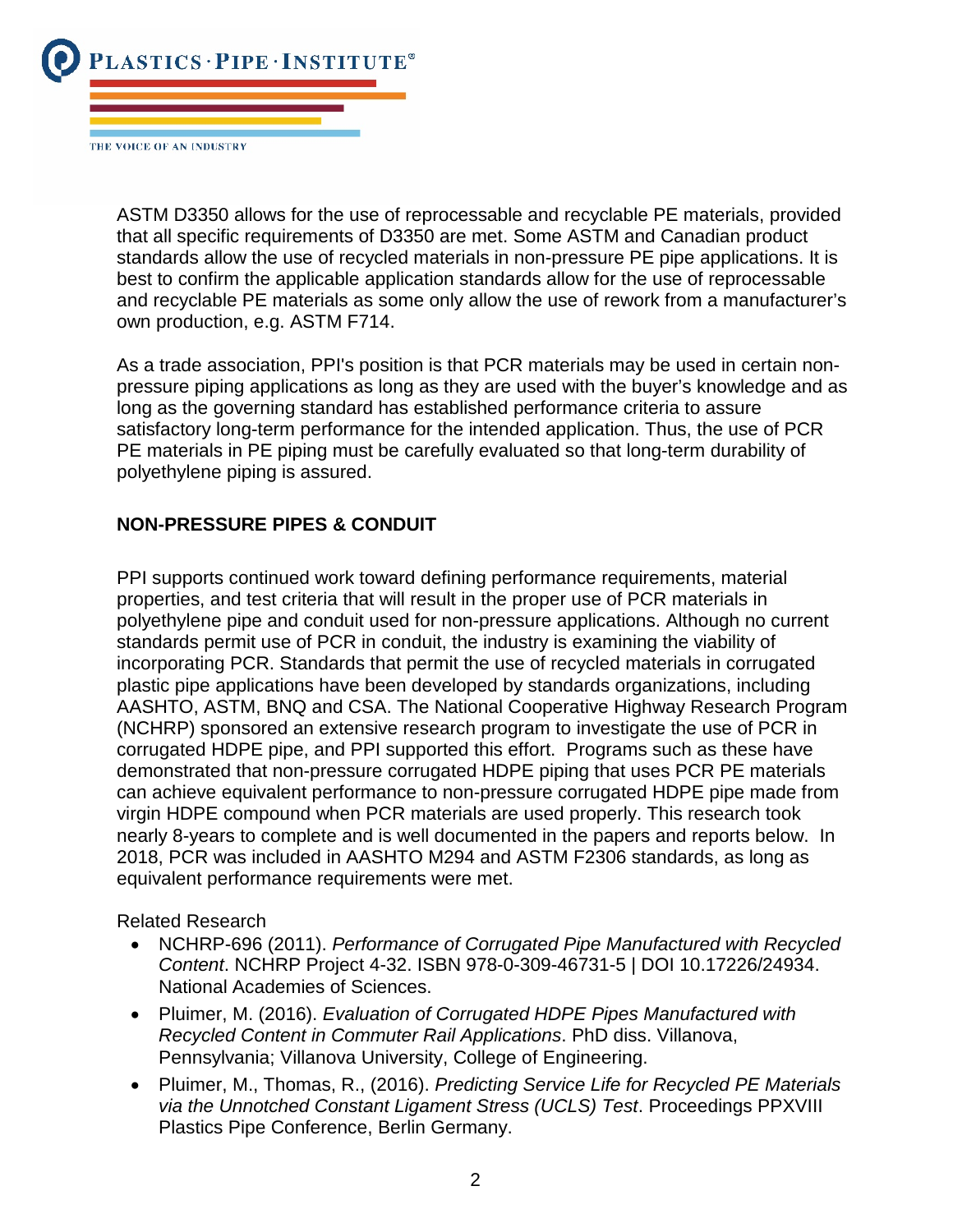ASTM D3350 allows for the use of reprocessable and recyclable PE materials, provided that all specific requirements of D3350 are met. Some ASTM and Canadian product standards allow the use of recycled materials in non-pressure PE pipe applications. It is best to confirm the applicable application standards allow for the use of reprocessable and recyclable PE materials as some only allow the use of rework from a manufacturer's own production, e.g. ASTM F714.

As a trade association, PPI's position is that PCR materials may be used in certain non-pressure piping applications as long as they are used with the buyer's knowledge and as long as the governing standard has established performance criteria to assure satisfactory long-term performance for the intended application. Thus, the use of PCR PE materials in PE piping must be carefully evaluated so that long-term durability of polyethylene piping is assured.

## NON-PRESSURE PIPES & CONDUIT

PPI supports continued work toward defining performance requirements, material properties, and test criteria that will result in the proper use of PCR materials in polyethylene pipe and conduit used for non-pressure applications. Although no current standards permit use of PCR in conduit, the industry is examining the viability of incorporating PCR. Standards that permit the use of recycled materials in corrugated plastic pipe applications have been developed by standards organizations, including AASHTO, ASTM, BNQ and CSA. The National Cooperative Highway Research Program (NCHRP) sponsored an extensive research program to investigate the use of PCR in corrugated HDPE pipe, and PPI supported this effort. Programs such as these have demonstrated that non-pressure corrugated HDPE piping that uses PCR PE materials can achieve equivalent performance to non-pressure corrugated HDPE pipe made from virgin HDPE compound when PCR materials are used properly. This research took nearly 8-years to complete and is well documented in the papers and reports below. In 2018, PCR was included in AASHTO M294 and ASTM F2306 standards, as long as equivalent performance requirements were met.

Related Research

- NCHRP-696 (2011). *Performance of Corrugated Pipe Manufactured with Recycled Content*. NCHRP Project 4-32. ISBN 978-0-309-46731-5 | DOI 10.17226/24934. National Academies of Sciences.
- Pluimer, M. (2016). *Evaluation of Corrugated HDPE Pipes Manufactured with Recycled Content in Commuter Rail Applications*. PhD diss. Villanova, Pennsylvania; Villanova University, College of Engineering.
- Pluimer, M., Thomas, R., (2016). *Predicting Service Life for Recycled PE Materials via the Unnotched Constant Ligament Stress (UCLS) Test*. Proceedings PPXVIII Plastics Pipe Conference, Berlin Germany.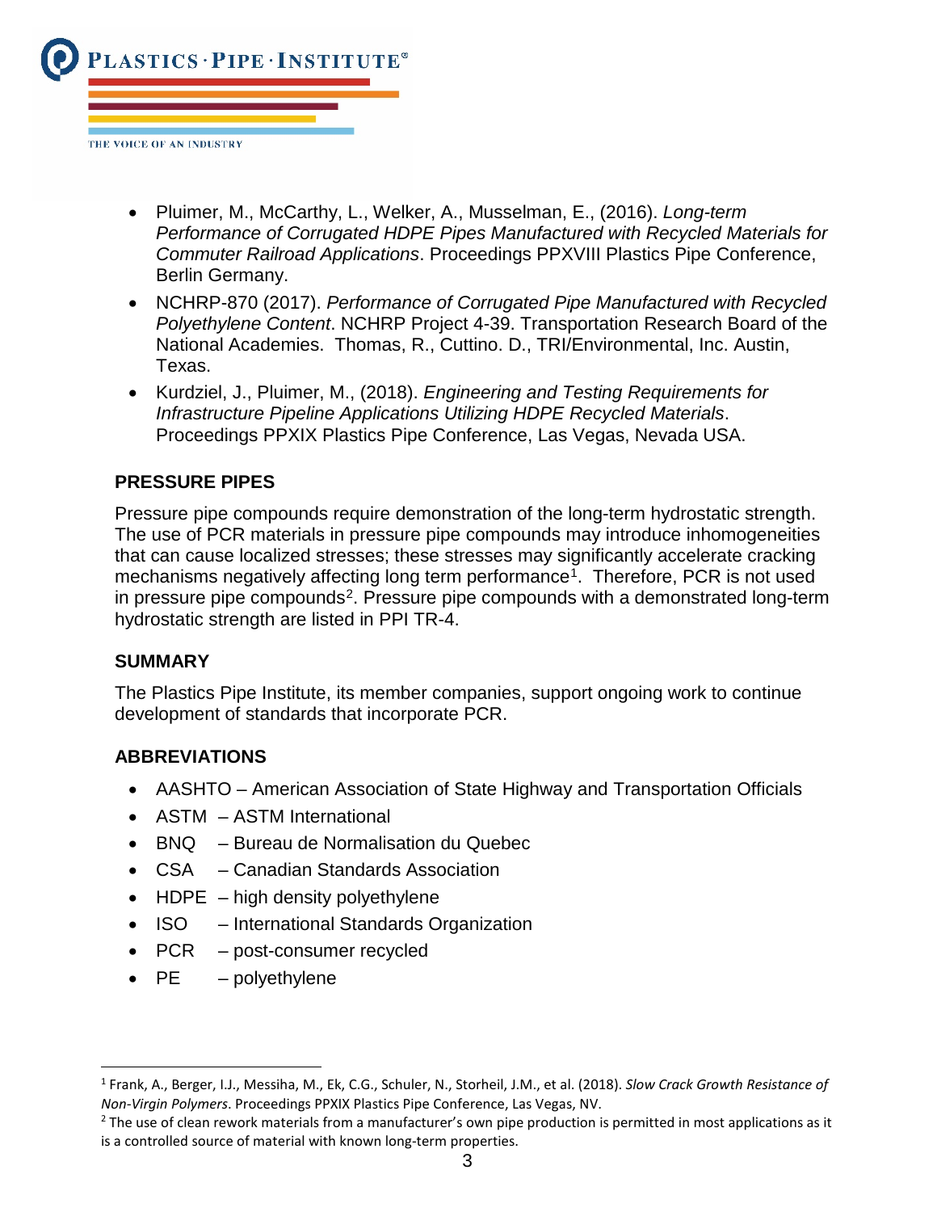- Pluimer, M., McCarthy, L., Welker, A., Musselman, E., (2016). *Long-term Performance of Corrugated HDPE Pipes Manufactured with Recycled Materials for Commuter Railroad Applications*. Proceedings PPXVIII Plastics Pipe Conference, Berlin Germany.
- NCHRP-870 (2017). *Performance of Corrugated Pipe Manufactured with Recycled Polyethylene Content*. NCHRP Project 4-39. Transportation Research Board of the National Academies. Thomas, R., Cuttino. D., TRI/Environmental, Inc. Austin, Texas.
- Kurdziel, J., Pluimer, M., (2018). *Engineering and Testing Requirements for Infrastructure Pipeline Applications Utilizing HDPE Recycled Materials*. Proceedings PPXIX Plastics Pipe Conference, Las Vegas, Nevada USA.

## PRESSURE PIPES

Pressure pipe compounds require demonstration of the long-term hydrostatic strength. The use of PCR materials in pressure pipe compounds may introduce inhomogeneities that can cause localized stresses; these stresses may significantly accelerate cracking mechanisms negatively affecting long term performance[1]. Therefore, PCR is not used in pressure pipe compounds[2]. Pressure pipe compounds with a demonstrated long-term hydrostatic strength are listed in PPI TR-4.

## SUMMARY

The Plastics Pipe Institute, its member companies, support ongoing work to continue development of standards that incorporate PCR.

## ABBREVIATIONS

- AASHTO – American Association of State Highway and Transportation Officials
- ASTM – ASTM International
- BNQ – Bureau de Normalisation du Quebec
- CSA – Canadian Standards Association
- HDPE – high density polyethylene
- ISO – International Standards Organization
- PCR – post-consumer recycled
- PE – polyethylene

---

[1] Frank, A., Berger, I.J., Messiha, M., Ek, C.G., Schuler, N., Storheil, J.M., et al. (2018). *Slow Crack Growth Resistance of Non-Virgin Polymers*. Proceedings PPXIX Plastics Pipe Conference, Las Vegas, NV.

[2] The use of clean rework materials from a manufacturer's own pipe production is permitted in most applications as it is a controlled source of material with known long-term properties.